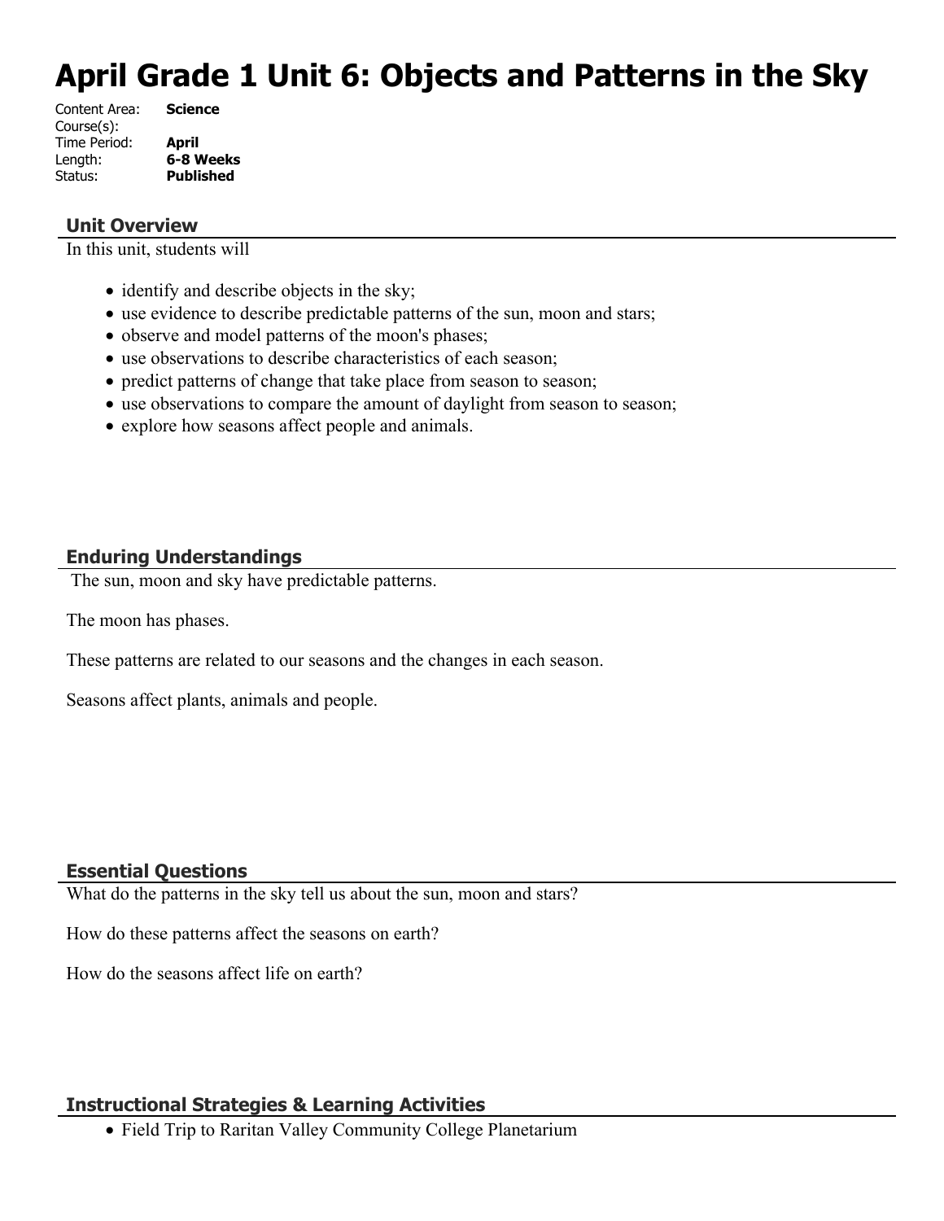# April Grade 1 Unit 6: Objects and Patterns in the Sky

Content Area: **Science**
Course(s):
Time Period: **April**
Length: **6-8 Weeks**
Status: **Published**

## Unit Overview

In this unit, students will

- identify and describe objects in the sky;
- use evidence to describe predictable patterns of the sun, moon and stars;
- observe and model patterns of the moon's phases;
- use observations to describe characteristics of each season;
- predict patterns of change that take place from season to season;
- use observations to compare the amount of daylight from season to season;
- explore how seasons affect people and animals.

## Enduring Understandings

The sun, moon and sky have predictable patterns.

The moon has phases.

These patterns are related to our seasons and the changes in each season.

Seasons affect plants, animals and people.

## Essential Questions

What do the patterns in the sky tell us about the sun, moon and stars?

How do these patterns affect the seasons on earth?

How do the seasons affect life on earth?

## Instructional Strategies & Learning Activities

- Field Trip to Raritan Valley Community College Planetarium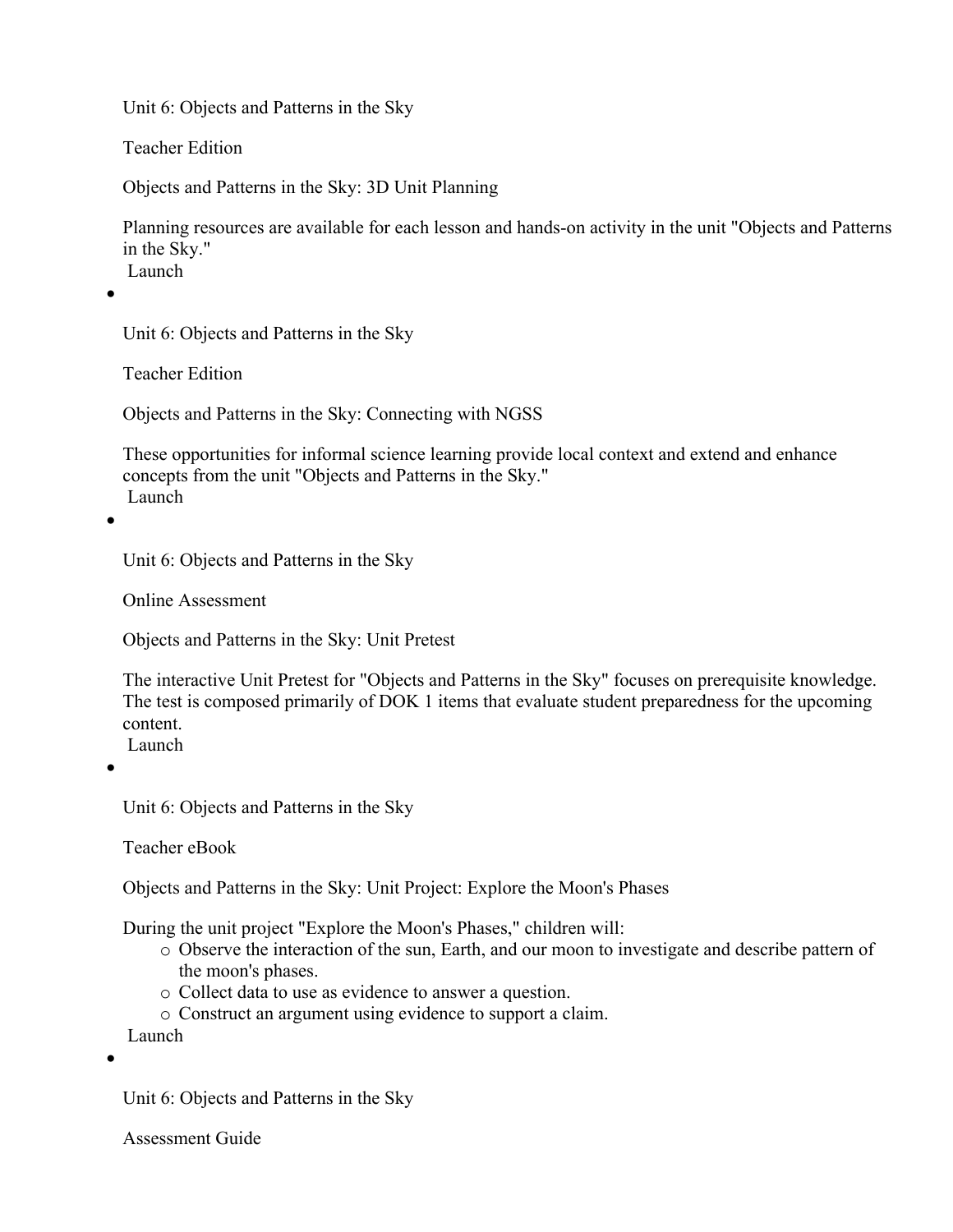Unit 6: Objects and Patterns in the Sky

Teacher Edition

Objects and Patterns in the Sky: 3D Unit Planning

Planning resources are available for each lesson and hands-on activity in the unit "Objects and Patterns in the Sky."
Launch

- Unit 6: Objects and Patterns in the Sky

  Teacher Edition

  Objects and Patterns in the Sky: Connecting with NGSS

  These opportunities for informal science learning provide local context and extend and enhance concepts from the unit "Objects and Patterns in the Sky."
  Launch

- Unit 6: Objects and Patterns in the Sky

  Online Assessment

  Objects and Patterns in the Sky: Unit Pretest

  The interactive Unit Pretest for "Objects and Patterns in the Sky" focuses on prerequisite knowledge. The test is composed primarily of DOK 1 items that evaluate student preparedness for the upcoming content.
  Launch

- Unit 6: Objects and Patterns in the Sky

  Teacher eBook

  Objects and Patterns in the Sky: Unit Project: Explore the Moon's Phases

  During the unit project "Explore the Moon's Phases," children will:
  - Observe the interaction of the sun, Earth, and our moon to investigate and describe pattern of the moon's phases.
  - Collect data to use as evidence to answer a question.
  - Construct an argument using evidence to support a claim.

  Launch

- Unit 6: Objects and Patterns in the Sky

  Assessment Guide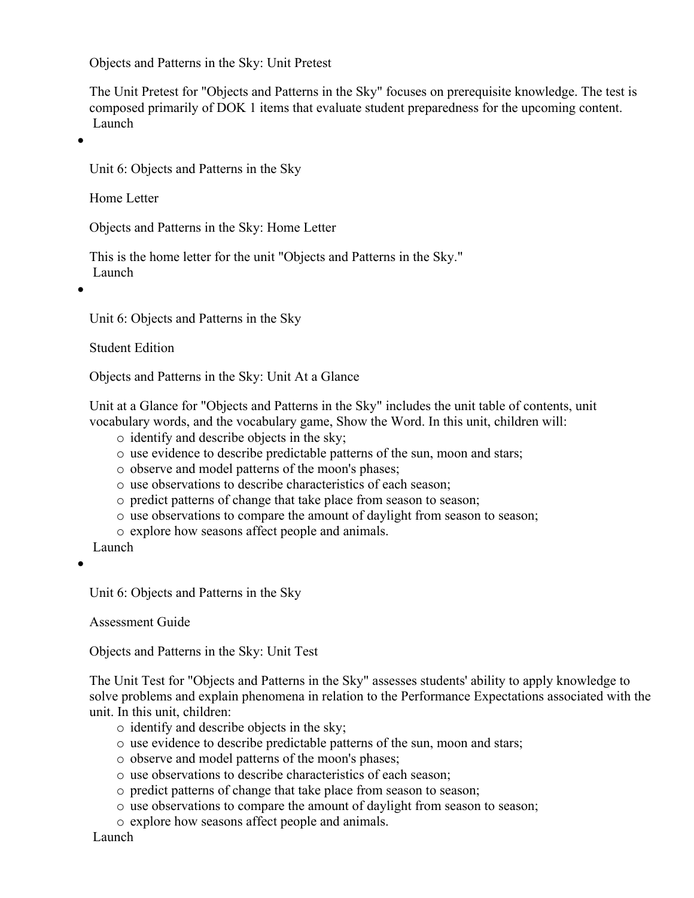Objects and Patterns in the Sky: Unit Pretest

The Unit Pretest for "Objects and Patterns in the Sky" focuses on prerequisite knowledge. The test is composed primarily of DOK 1 items that evaluate student preparedness for the upcoming content.
Launch

- Unit 6: Objects and Patterns in the Sky

  Home Letter

  Objects and Patterns in the Sky: Home Letter

  This is the home letter for the unit "Objects and Patterns in the Sky."
  Launch

- Unit 6: Objects and Patterns in the Sky

  Student Edition

  Objects and Patterns in the Sky: Unit At a Glance

  Unit at a Glance for "Objects and Patterns in the Sky" includes the unit table of contents, unit vocabulary words, and the vocabulary game, Show the Word. In this unit, children will:
  - identify and describe objects in the sky;
  - use evidence to describe predictable patterns of the sun, moon and stars;
  - observe and model patterns of the moon's phases;
  - use observations to describe characteristics of each season;
  - predict patterns of change that take place from season to season;
  - use observations to compare the amount of daylight from season to season;
  - explore how seasons affect people and animals.

  Launch

- Unit 6: Objects and Patterns in the Sky

  Assessment Guide

  Objects and Patterns in the Sky: Unit Test

  The Unit Test for "Objects and Patterns in the Sky" assesses students' ability to apply knowledge to solve problems and explain phenomena in relation to the Performance Expectations associated with the unit. In this unit, children:
  - identify and describe objects in the sky;
  - use evidence to describe predictable patterns of the sun, moon and stars;
  - observe and model patterns of the moon's phases;
  - use observations to describe characteristics of each season;
  - predict patterns of change that take place from season to season;
  - use observations to compare the amount of daylight from season to season;
  - explore how seasons affect people and animals.

  Launch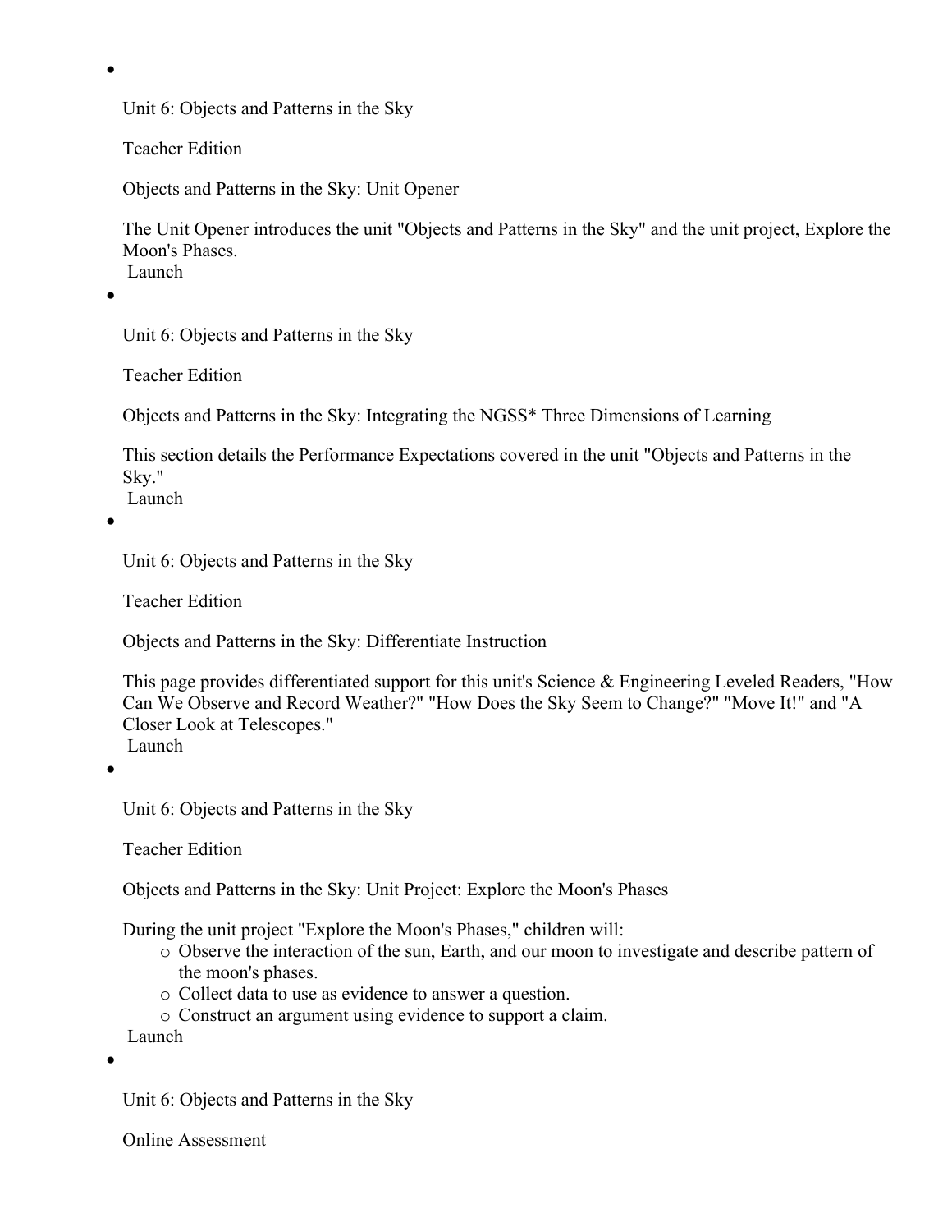- Unit 6: Objects and Patterns in the Sky

  Teacher Edition

  Objects and Patterns in the Sky: Unit Opener

  The Unit Opener introduces the unit "Objects and Patterns in the Sky" and the unit project, Explore the Moon's Phases.
  Launch

- Unit 6: Objects and Patterns in the Sky

  Teacher Edition

  Objects and Patterns in the Sky: Integrating the NGSS* Three Dimensions of Learning

  This section details the Performance Expectations covered in the unit "Objects and Patterns in the Sky."
  Launch

- Unit 6: Objects and Patterns in the Sky

  Teacher Edition

  Objects and Patterns in the Sky: Differentiate Instruction

  This page provides differentiated support for this unit's Science & Engineering Leveled Readers, "How Can We Observe and Record Weather?" "How Does the Sky Seem to Change?" "Move It!" and "A Closer Look at Telescopes."
  Launch

- Unit 6: Objects and Patterns in the Sky

  Teacher Edition

  Objects and Patterns in the Sky: Unit Project: Explore the Moon's Phases

  During the unit project "Explore the Moon's Phases," children will:
  - Observe the interaction of the sun, Earth, and our moon to investigate and describe pattern of the moon's phases.
  - Collect data to use as evidence to answer a question.
  - Construct an argument using evidence to support a claim.

  Launch

- Unit 6: Objects and Patterns in the Sky

  Online Assessment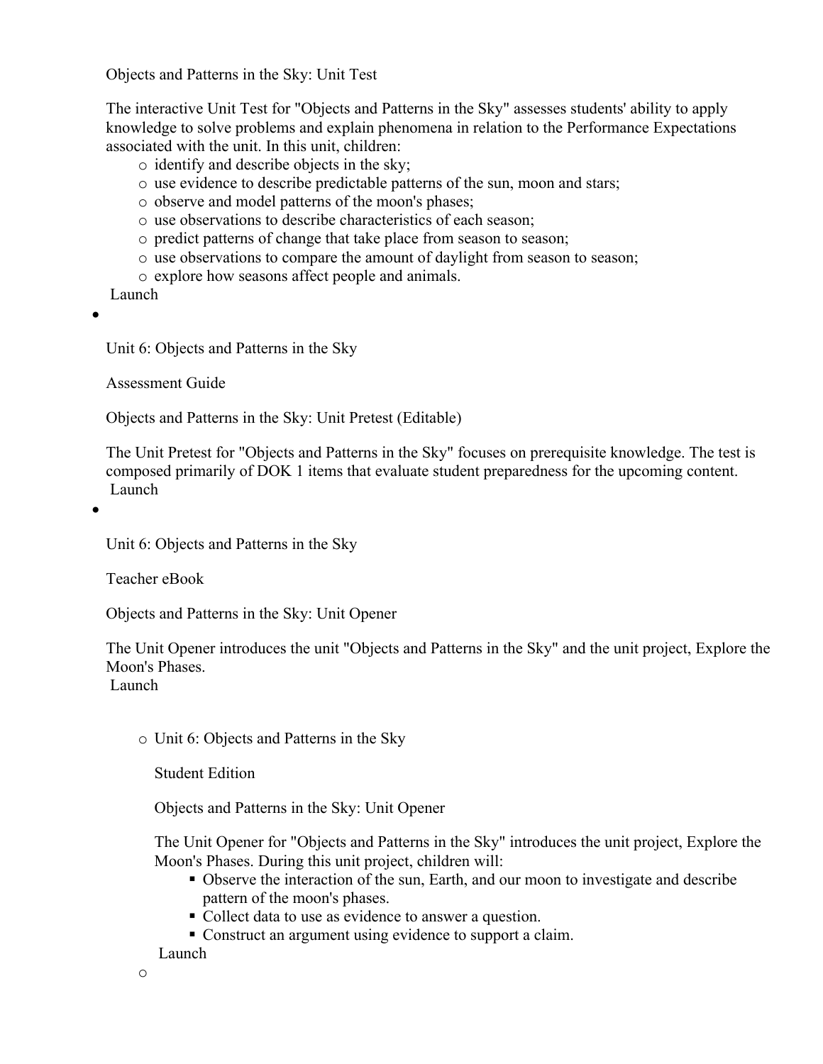Objects and Patterns in the Sky: Unit Test

The interactive Unit Test for "Objects and Patterns in the Sky" assesses students' ability to apply knowledge to solve problems and explain phenomena in relation to the Performance Expectations associated with the unit. In this unit, children:

- identify and describe objects in the sky;
- use evidence to describe predictable patterns of the sun, moon and stars;
- observe and model patterns of the moon's phases;
- use observations to describe characteristics of each season;
- predict patterns of change that take place from season to season;
- use observations to compare the amount of daylight from season to season;
- explore how seasons affect people and animals.

Launch

- Unit 6: Objects and Patterns in the Sky

  Assessment Guide

  Objects and Patterns in the Sky: Unit Pretest (Editable)

  The Unit Pretest for "Objects and Patterns in the Sky" focuses on prerequisite knowledge. The test is composed primarily of DOK 1 items that evaluate student preparedness for the upcoming content.

  Launch

- Unit 6: Objects and Patterns in the Sky

  Teacher eBook

  Objects and Patterns in the Sky: Unit Opener

  The Unit Opener introduces the unit "Objects and Patterns in the Sky" and the unit project, Explore the Moon's Phases.

  Launch

  - Unit 6: Objects and Patterns in the Sky

    Student Edition

    Objects and Patterns in the Sky: Unit Opener

    The Unit Opener for "Objects and Patterns in the Sky" introduces the unit project, Explore the Moon's Phases. During this unit project, children will:

    - Observe the interaction of the sun, Earth, and our moon to investigate and describe pattern of the moon's phases.
    - Collect data to use as evidence to answer a question.
    - Construct an argument using evidence to support a claim.

    Launch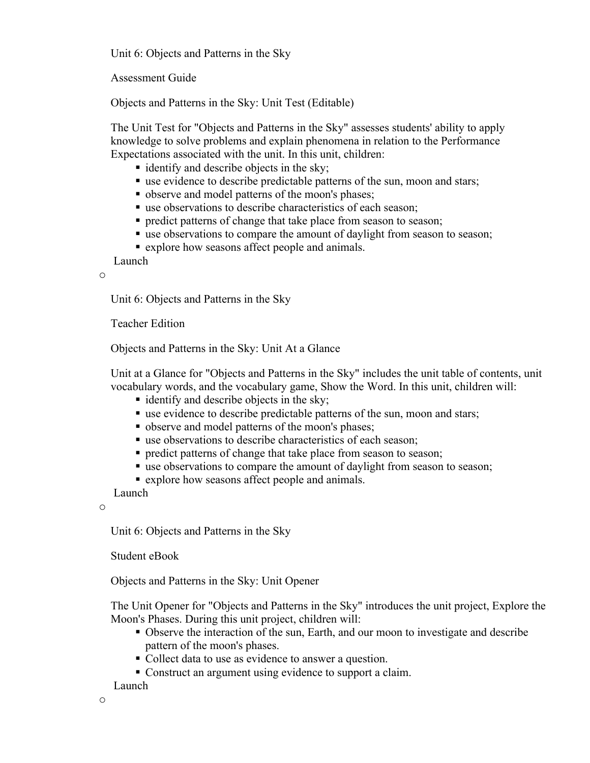Unit 6: Objects and Patterns in the Sky

Assessment Guide

Objects and Patterns in the Sky: Unit Test (Editable)

The Unit Test for "Objects and Patterns in the Sky" assesses students' ability to apply knowledge to solve problems and explain phenomena in relation to the Performance Expectations associated with the unit. In this unit, children:

- identify and describe objects in the sky;
- use evidence to describe predictable patterns of the sun, moon and stars;
- observe and model patterns of the moon's phases;
- use observations to describe characteristics of each season;
- predict patterns of change that take place from season to season;
- use observations to compare the amount of daylight from season to season;
- explore how seasons affect people and animals.

Launch

Unit 6: Objects and Patterns in the Sky

Teacher Edition

Objects and Patterns in the Sky: Unit At a Glance

Unit at a Glance for "Objects and Patterns in the Sky" includes the unit table of contents, unit vocabulary words, and the vocabulary game, Show the Word. In this unit, children will:

- identify and describe objects in the sky;
- use evidence to describe predictable patterns of the sun, moon and stars;
- observe and model patterns of the moon's phases;
- use observations to describe characteristics of each season;
- predict patterns of change that take place from season to season;
- use observations to compare the amount of daylight from season to season;
- explore how seasons affect people and animals.

Launch

Unit 6: Objects and Patterns in the Sky

Student eBook

Objects and Patterns in the Sky: Unit Opener

The Unit Opener for "Objects and Patterns in the Sky" introduces the unit project, Explore the Moon's Phases. During this unit project, children will:

- Observe the interaction of the sun, Earth, and our moon to investigate and describe pattern of the moon's phases.
- Collect data to use as evidence to answer a question.
- Construct an argument using evidence to support a claim.

Launch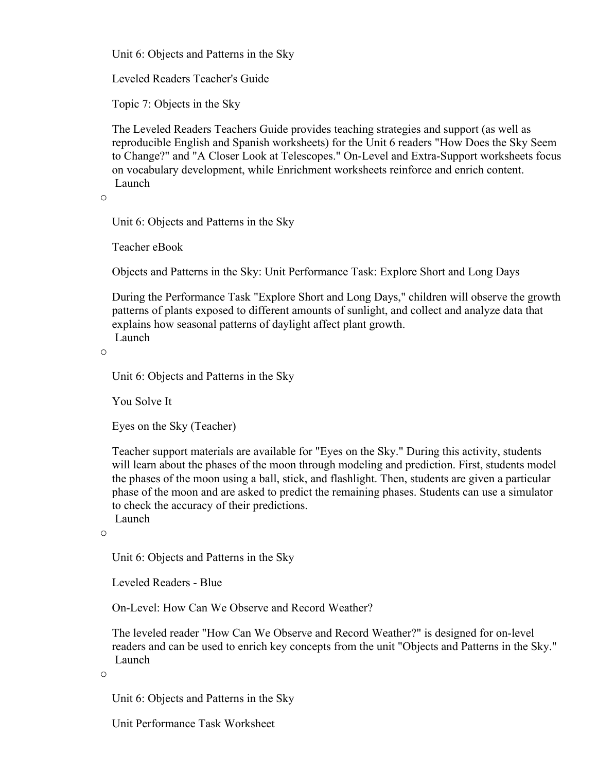Unit 6: Objects and Patterns in the Sky

Leveled Readers Teacher's Guide

Topic 7: Objects in the Sky

The Leveled Readers Teachers Guide provides teaching strategies and support (as well as reproducible English and Spanish worksheets) for the Unit 6 readers "How Does the Sky Seem to Change?" and "A Closer Look at Telescopes." On-Level and Extra-Support worksheets focus on vocabulary development, while Enrichment worksheets reinforce and enrich content.
Launch

o

Unit 6: Objects and Patterns in the Sky

Teacher eBook

Objects and Patterns in the Sky: Unit Performance Task: Explore Short and Long Days

During the Performance Task "Explore Short and Long Days," children will observe the growth patterns of plants exposed to different amounts of sunlight, and collect and analyze data that explains how seasonal patterns of daylight affect plant growth.
Launch

o

Unit 6: Objects and Patterns in the Sky

You Solve It

Eyes on the Sky (Teacher)

Teacher support materials are available for "Eyes on the Sky." During this activity, students will learn about the phases of the moon through modeling and prediction. First, students model the phases of the moon using a ball, stick, and flashlight. Then, students are given a particular phase of the moon and are asked to predict the remaining phases. Students can use a simulator to check the accuracy of their predictions.
Launch

o

Unit 6: Objects and Patterns in the Sky

Leveled Readers - Blue

On-Level: How Can We Observe and Record Weather?

The leveled reader "How Can We Observe and Record Weather?" is designed for on-level readers and can be used to enrich key concepts from the unit "Objects and Patterns in the Sky."
Launch

o

Unit 6: Objects and Patterns in the Sky

Unit Performance Task Worksheet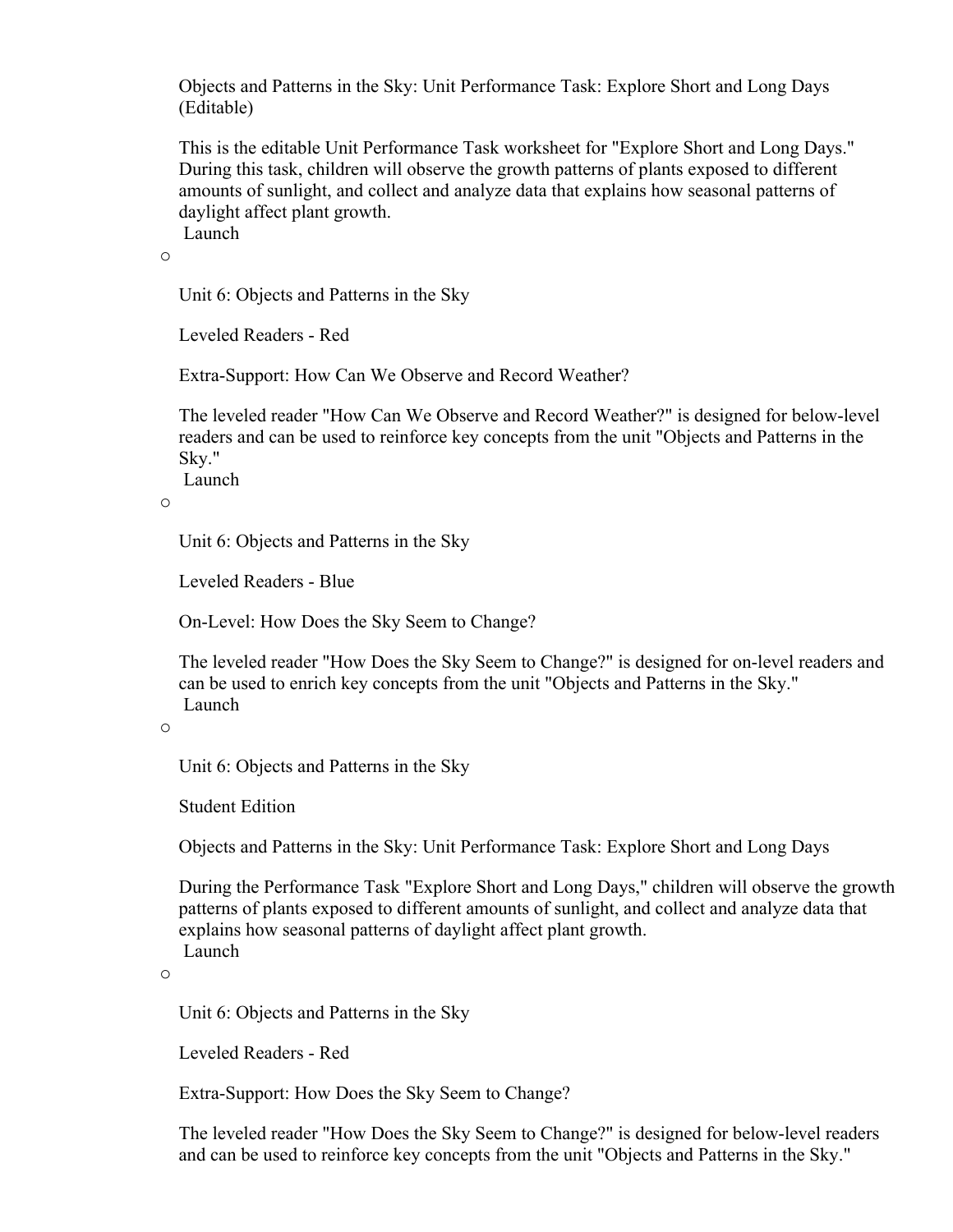Objects and Patterns in the Sky: Unit Performance Task: Explore Short and Long Days (Editable)

This is the editable Unit Performance Task worksheet for "Explore Short and Long Days." During this task, children will observe the growth patterns of plants exposed to different amounts of sunlight, and collect and analyze data that explains how seasonal patterns of daylight affect plant growth.
Launch

o

Unit 6: Objects and Patterns in the Sky

Leveled Readers - Red

Extra-Support: How Can We Observe and Record Weather?

The leveled reader "How Can We Observe and Record Weather?" is designed for below-level readers and can be used to reinforce key concepts from the unit "Objects and Patterns in the Sky."
Launch

o

Unit 6: Objects and Patterns in the Sky

Leveled Readers - Blue

On-Level: How Does the Sky Seem to Change?

The leveled reader "How Does the Sky Seem to Change?" is designed for on-level readers and can be used to enrich key concepts from the unit "Objects and Patterns in the Sky."
Launch

o

Unit 6: Objects and Patterns in the Sky

Student Edition

Objects and Patterns in the Sky: Unit Performance Task: Explore Short and Long Days

During the Performance Task "Explore Short and Long Days," children will observe the growth patterns of plants exposed to different amounts of sunlight, and collect and analyze data that explains how seasonal patterns of daylight affect plant growth.
Launch

o

Unit 6: Objects and Patterns in the Sky

Leveled Readers - Red

Extra-Support: How Does the Sky Seem to Change?

The leveled reader "How Does the Sky Seem to Change?" is designed for below-level readers and can be used to reinforce key concepts from the unit "Objects and Patterns in the Sky."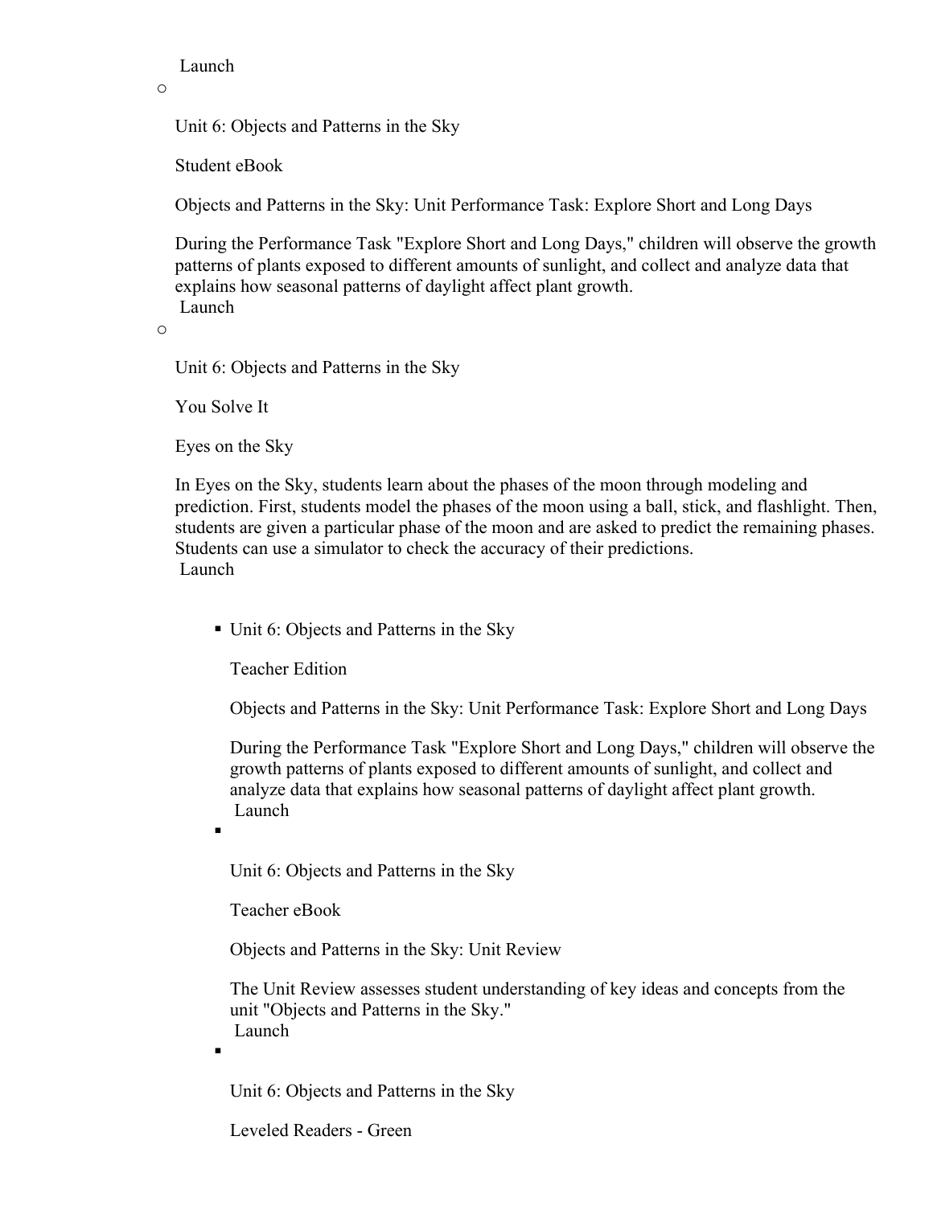Launch

- Unit 6: Objects and Patterns in the Sky

  Student eBook

  Objects and Patterns in the Sky: Unit Performance Task: Explore Short and Long Days

  During the Performance Task "Explore Short and Long Days," children will observe the growth patterns of plants exposed to different amounts of sunlight, and collect and analyze data that explains how seasonal patterns of daylight affect plant growth.

  Launch

- Unit 6: Objects and Patterns in the Sky

  You Solve It

  Eyes on the Sky

  In Eyes on the Sky, students learn about the phases of the moon through modeling and prediction. First, students model the phases of the moon using a ball, stick, and flashlight. Then, students are given a particular phase of the moon and are asked to predict the remaining phases. Students can use a simulator to check the accuracy of their predictions.

  Launch

  - Unit 6: Objects and Patterns in the Sky

    Teacher Edition

    Objects and Patterns in the Sky: Unit Performance Task: Explore Short and Long Days

    During the Performance Task "Explore Short and Long Days," children will observe the growth patterns of plants exposed to different amounts of sunlight, and collect and analyze data that explains how seasonal patterns of daylight affect plant growth.

    Launch

  - Unit 6: Objects and Patterns in the Sky

    Teacher eBook

    Objects and Patterns in the Sky: Unit Review

    The Unit Review assesses student understanding of key ideas and concepts from the unit "Objects and Patterns in the Sky."

    Launch

  - Unit 6: Objects and Patterns in the Sky

    Leveled Readers - Green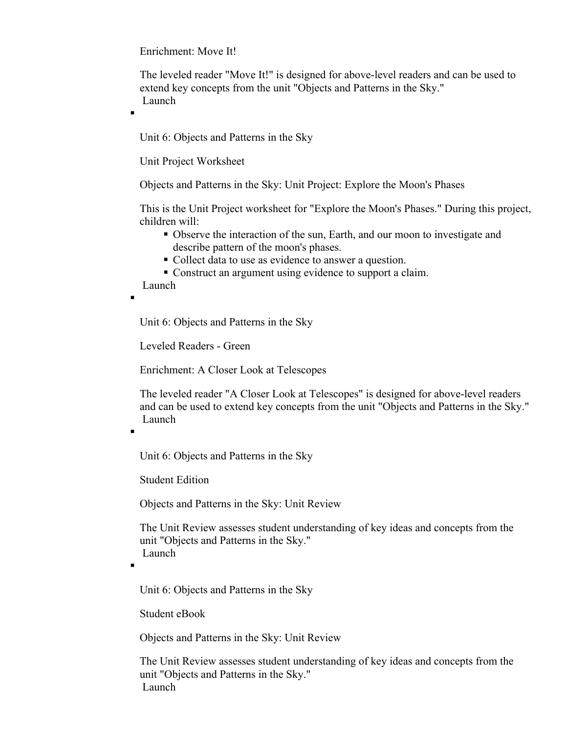Enrichment: Move It!

The leveled reader "Move It!" is designed for above-level readers and can be used to extend key concepts from the unit "Objects and Patterns in the Sky."
Launch

- Unit 6: Objects and Patterns in the Sky

  Unit Project Worksheet

  Objects and Patterns in the Sky: Unit Project: Explore the Moon's Phases

  This is the Unit Project worksheet for "Explore the Moon's Phases." During this project, children will:
  - Observe the interaction of the sun, Earth, and our moon to investigate and describe pattern of the moon's phases.
  - Collect data to use as evidence to answer a question.
  - Construct an argument using evidence to support a claim.

  Launch

- Unit 6: Objects and Patterns in the Sky

  Leveled Readers - Green

  Enrichment: A Closer Look at Telescopes

  The leveled reader "A Closer Look at Telescopes" is designed for above-level readers and can be used to extend key concepts from the unit "Objects and Patterns in the Sky."
  Launch

- Unit 6: Objects and Patterns in the Sky

  Student Edition

  Objects and Patterns in the Sky: Unit Review

  The Unit Review assesses student understanding of key ideas and concepts from the unit "Objects and Patterns in the Sky."
  Launch

- Unit 6: Objects and Patterns in the Sky

  Student eBook

  Objects and Patterns in the Sky: Unit Review

  The Unit Review assesses student understanding of key ideas and concepts from the unit "Objects and Patterns in the Sky."
  Launch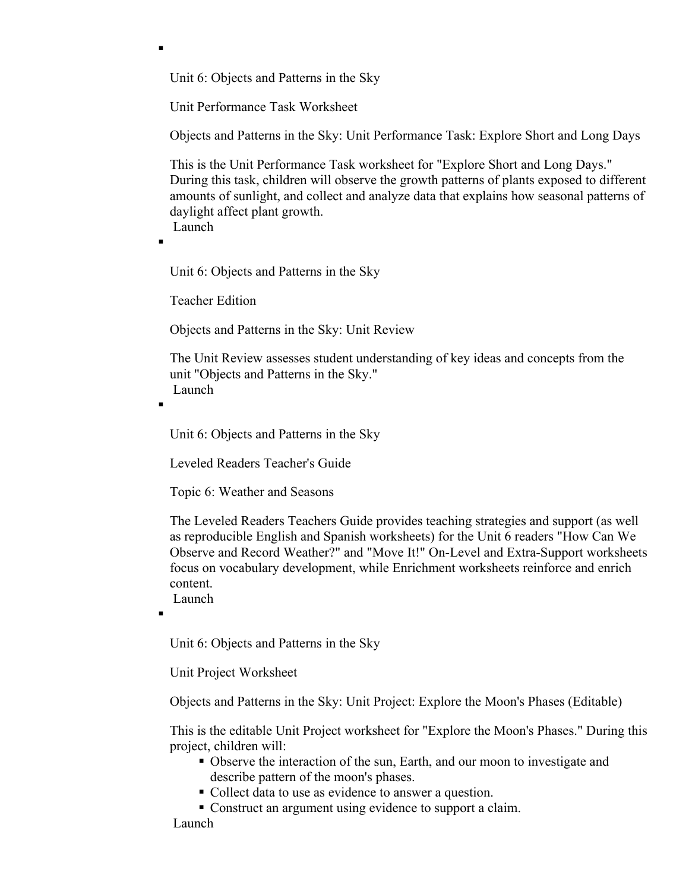- Unit 6: Objects and Patterns in the Sky

  Unit Performance Task Worksheet

  Objects and Patterns in the Sky: Unit Performance Task: Explore Short and Long Days

  This is the Unit Performance Task worksheet for "Explore Short and Long Days." During this task, children will observe the growth patterns of plants exposed to different amounts of sunlight, and collect and analyze data that explains how seasonal patterns of daylight affect plant growth.
  Launch

- Unit 6: Objects and Patterns in the Sky

  Teacher Edition

  Objects and Patterns in the Sky: Unit Review

  The Unit Review assesses student understanding of key ideas and concepts from the unit "Objects and Patterns in the Sky."
  Launch

- Unit 6: Objects and Patterns in the Sky

  Leveled Readers Teacher's Guide

  Topic 6: Weather and Seasons

  The Leveled Readers Teachers Guide provides teaching strategies and support (as well as reproducible English and Spanish worksheets) for the Unit 6 readers "How Can We Observe and Record Weather?" and "Move It!" On-Level and Extra-Support worksheets focus on vocabulary development, while Enrichment worksheets reinforce and enrich content.
  Launch

- Unit 6: Objects and Patterns in the Sky

  Unit Project Worksheet

  Objects and Patterns in the Sky: Unit Project: Explore the Moon's Phases (Editable)

  This is the editable Unit Project worksheet for "Explore the Moon's Phases." During this project, children will:
    - Observe the interaction of the sun, Earth, and our moon to investigate and describe pattern of the moon's phases.
    - Collect data to use as evidence to answer a question.
    - Construct an argument using evidence to support a claim.

  Launch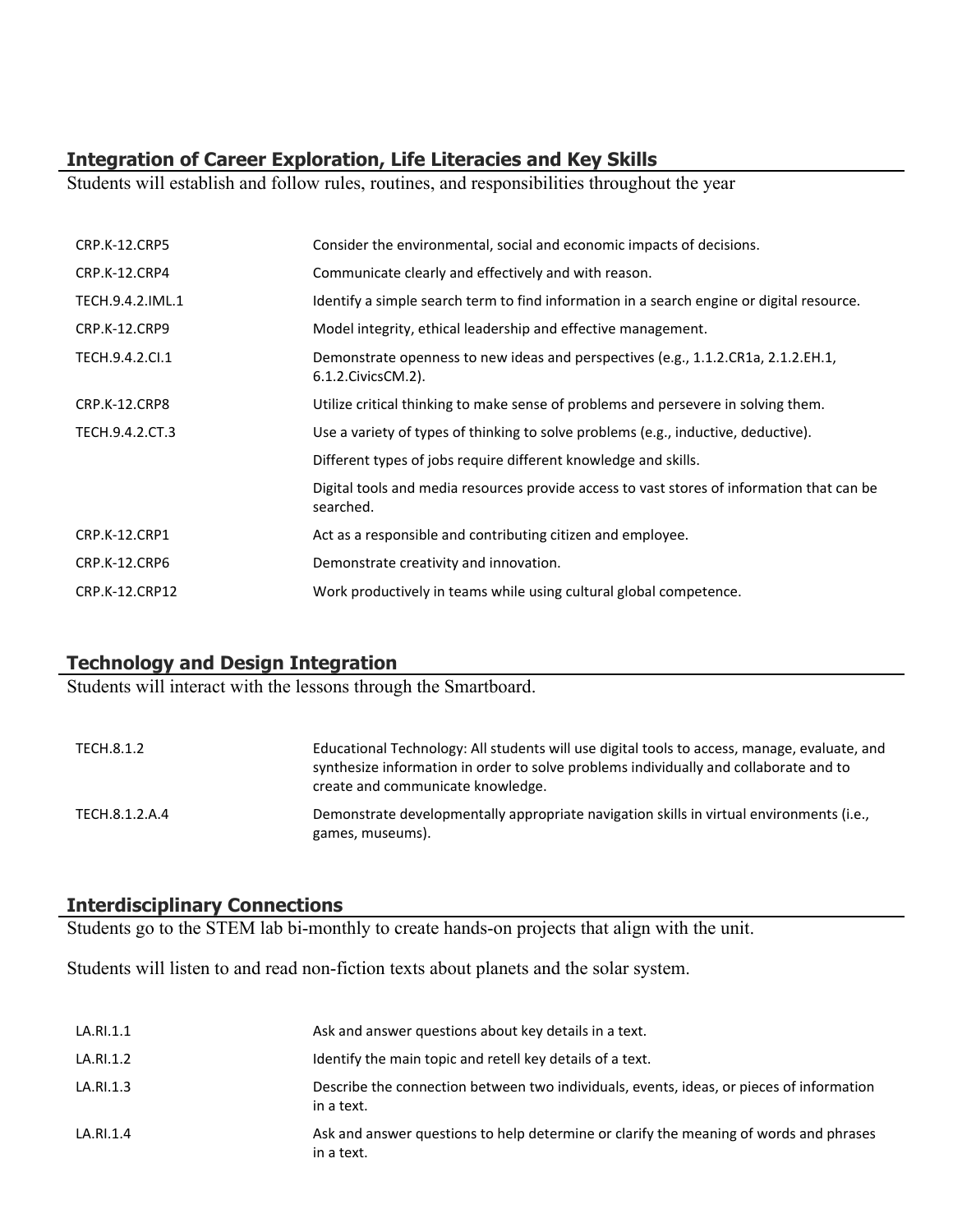## Integration of Career Exploration, Life Literacies and Key Skills

Students will establish and follow rules, routines, and responsibilities throughout the year

| | |
|---|---|
| CRP.K-12.CRP5 | Consider the environmental, social and economic impacts of decisions. |
| CRP.K-12.CRP4 | Communicate clearly and effectively and with reason. |
| TECH.9.4.2.IML.1 | Identify a simple search term to find information in a search engine or digital resource. |
| CRP.K-12.CRP9 | Model integrity, ethical leadership and effective management. |
| TECH.9.4.2.CI.1 | Demonstrate openness to new ideas and perspectives (e.g., 1.1.2.CR1a, 2.1.2.EH.1, 6.1.2.CivicsCM.2). |
| CRP.K-12.CRP8 | Utilize critical thinking to make sense of problems and persevere in solving them. |
| TECH.9.4.2.CT.3 | Use a variety of types of thinking to solve problems (e.g., inductive, deductive). |
| | Different types of jobs require different knowledge and skills. |
| | Digital tools and media resources provide access to vast stores of information that can be searched. |
| CRP.K-12.CRP1 | Act as a responsible and contributing citizen and employee. |
| CRP.K-12.CRP6 | Demonstrate creativity and innovation. |
| CRP.K-12.CRP12 | Work productively in teams while using cultural global competence. |

## Technology and Design Integration

Students will interact with the lessons through the Smartboard.

| | |
|---|---|
| TECH.8.1.2 | Educational Technology: All students will use digital tools to access, manage, evaluate, and synthesize information in order to solve problems individually and collaborate and to create and communicate knowledge. |
| TECH.8.1.2.A.4 | Demonstrate developmentally appropriate navigation skills in virtual environments (i.e., games, museums). |

## Interdisciplinary Connections

Students go to the STEM lab bi-monthly to create hands-on projects that align with the unit.

Students will listen to and read non-fiction texts about planets and the solar system.

| | |
|---|---|
| LA.RI.1.1 | Ask and answer questions about key details in a text. |
| LA.RI.1.2 | Identify the main topic and retell key details of a text. |
| LA.RI.1.3 | Describe the connection between two individuals, events, ideas, or pieces of information in a text. |
| LA.RI.1.4 | Ask and answer questions to help determine or clarify the meaning of words and phrases in a text. |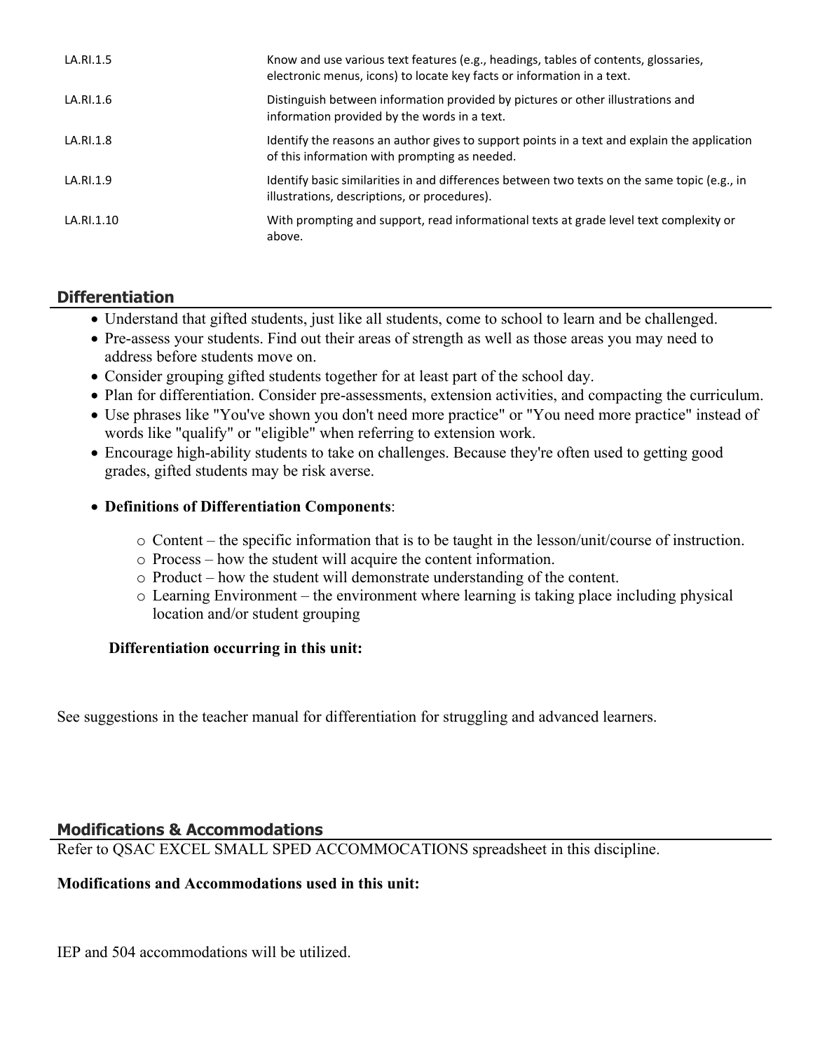| | |
|---|---|
| LA.RI.1.5 | Know and use various text features (e.g., headings, tables of contents, glossaries, electronic menus, icons) to locate key facts or information in a text. |
| LA.RI.1.6 | Distinguish between information provided by pictures or other illustrations and information provided by the words in a text. |
| LA.RI.1.8 | Identify the reasons an author gives to support points in a text and explain the application of this information with prompting as needed. |
| LA.RI.1.9 | Identify basic similarities in and differences between two texts on the same topic (e.g., in illustrations, descriptions, or procedures). |
| LA.RI.1.10 | With prompting and support, read informational texts at grade level text complexity or above. |

## Differentiation

- Understand that gifted students, just like all students, come to school to learn and be challenged.
- Pre-assess your students. Find out their areas of strength as well as those areas you may need to address before students move on.
- Consider grouping gifted students together for at least part of the school day.
- Plan for differentiation. Consider pre-assessments, extension activities, and compacting the curriculum.
- Use phrases like "You've shown you don't need more practice" or "You need more practice" instead of words like "qualify" or "eligible" when referring to extension work.
- Encourage high-ability students to take on challenges. Because they're often used to getting good grades, gifted students may be risk averse.
- **Definitions of Differentiation Components**:
    - Content – the specific information that is to be taught in the lesson/unit/course of instruction.
    - Process – how the student will acquire the content information.
    - Product – how the student will demonstrate understanding of the content.
    - Learning Environment – the environment where learning is taking place including physical location and/or student grouping

**Differentiation occurring in this unit:**

See suggestions in the teacher manual for differentiation for struggling and advanced learners.

## Modifications & Accommodations

Refer to QSAC EXCEL SMALL SPED ACCOMMOCATIONS spreadsheet in this discipline.

**Modifications and Accommodations used in this unit:**

IEP and 504 accommodations will be utilized.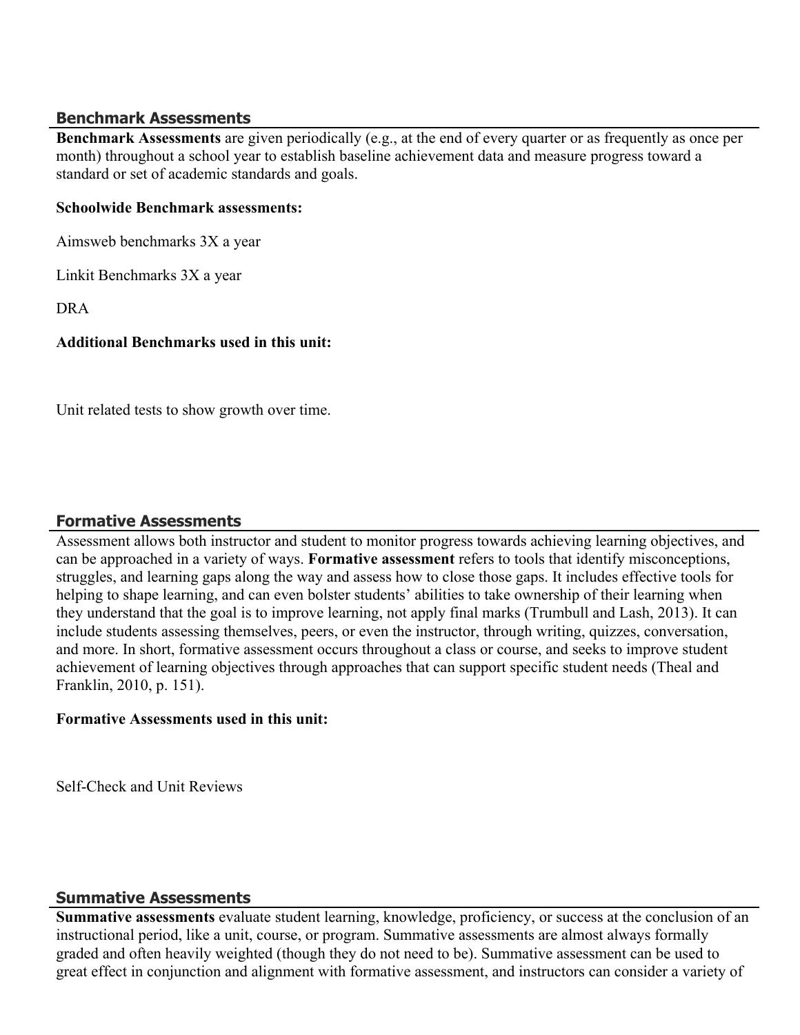## Benchmark Assessments

**Benchmark Assessments** are given periodically (e.g., at the end of every quarter or as frequently as once per month) throughout a school year to establish baseline achievement data and measure progress toward a standard or set of academic standards and goals.

**Schoolwide Benchmark assessments:**

Aimsweb benchmarks 3X a year

Linkit Benchmarks 3X a year

DRA

**Additional Benchmarks used in this unit:**

Unit related tests to show growth over time.

## Formative Assessments

Assessment allows both instructor and student to monitor progress towards achieving learning objectives, and can be approached in a variety of ways. **Formative assessment** refers to tools that identify misconceptions, struggles, and learning gaps along the way and assess how to close those gaps. It includes effective tools for helping to shape learning, and can even bolster students' abilities to take ownership of their learning when they understand that the goal is to improve learning, not apply final marks (Trumbull and Lash, 2013). It can include students assessing themselves, peers, or even the instructor, through writing, quizzes, conversation, and more. In short, formative assessment occurs throughout a class or course, and seeks to improve student achievement of learning objectives through approaches that can support specific student needs (Theal and Franklin, 2010, p. 151).

**Formative Assessments used in this unit:**

Self-Check and Unit Reviews

## Summative Assessments

**Summative assessments** evaluate student learning, knowledge, proficiency, or success at the conclusion of an instructional period, like a unit, course, or program. Summative assessments are almost always formally graded and often heavily weighted (though they do not need to be). Summative assessment can be used to great effect in conjunction and alignment with formative assessment, and instructors can consider a variety of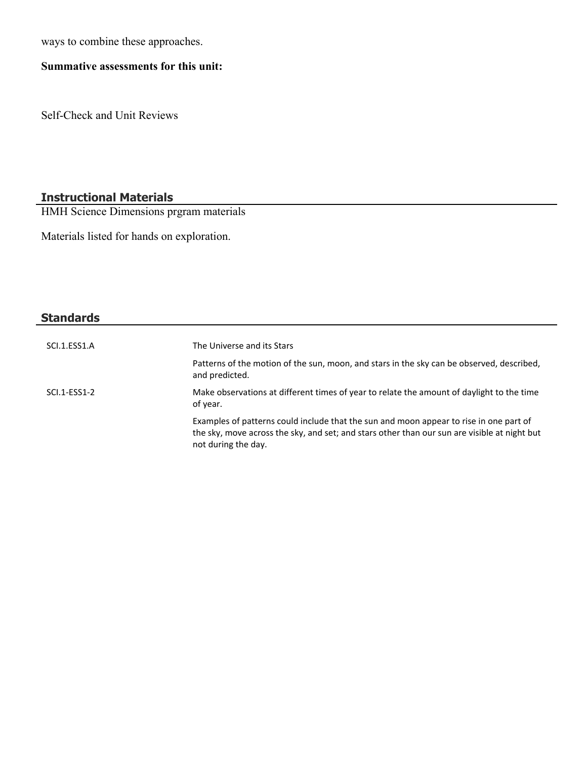ways to combine these approaches.

**Summative assessments for this unit:**

Self-Check and Unit Reviews

## Instructional Materials

HMH Science Dimensions prgram materials

Materials listed for hands on exploration.

## Standards

| | |
|---|---|
| SCI.1.ESS1.A | The Universe and its Stars |
| | Patterns of the motion of the sun, moon, and stars in the sky can be observed, described, and predicted. |
| SCI.1-ESS1-2 | Make observations at different times of year to relate the amount of daylight to the time of year. |
| | Examples of patterns could include that the sun and moon appear to rise in one part of the sky, move across the sky, and set; and stars other than our sun are visible at night but not during the day. |